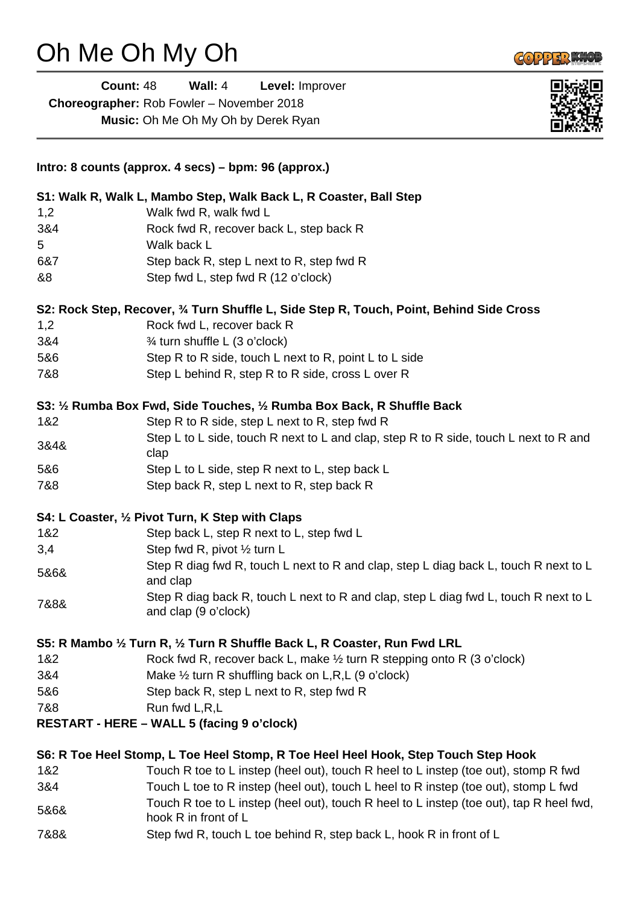# Oh Me Oh My Oh

**Count:** 48 **Wall:** 4 **Level:** Improver
**Choreographer:** Rob Fowler – November 2018
**Music:** Oh Me Oh My Oh by Derek Ryan

**Intro: 8 counts (approx. 4 secs) – bpm: 96 (approx.)**

**S1: Walk R, Walk L, Mambo Step, Walk Back L, R Coaster, Ball Step**

| | |
|---|---|
| 1,2 | Walk fwd R, walk fwd L |
| 3&4 | Rock fwd R, recover back L, step back R |
| 5 | Walk back L |
| 6&7 | Step back R, step L next to R, step fwd R |
| &8 | Step fwd L, step fwd R (12 o'clock) |

**S2: Rock Step, Recover, ¾ Turn Shuffle L, Side Step R, Touch, Point, Behind Side Cross**

| | |
|---|---|
| 1,2 | Rock fwd L, recover back R |
| 3&4 | ¾ turn shuffle L (3 o'clock) |
| 5&6 | Step R to R side, touch L next to R, point L to L side |
| 7&8 | Step L behind R, step R to R side, cross L over R |

**S3: ½ Rumba Box Fwd, Side Touches, ½ Rumba Box Back, R Shuffle Back**

| | |
|---|---|
| 1&2 | Step R to R side, step L next to R, step fwd R |
| 3&4& | Step L to L side, touch R next to L and clap, step R to R side, touch L next to R and clap |
| 5&6 | Step L to L side, step R next to L, step back L |
| 7&8 | Step back R, step L next to R, step back R |

**S4: L Coaster, ½ Pivot Turn, K Step with Claps**

| | |
|---|---|
| 1&2 | Step back L, step R next to L, step fwd L |
| 3,4 | Step fwd R, pivot ½ turn L |
| 5&6& | Step R diag fwd R, touch L next to R and clap, step L diag back L, touch R next to L and clap |
| 7&8& | Step R diag back R, touch L next to R and clap, step L diag fwd L, touch R next to L and clap (9 o'clock) |

**S5: R Mambo ½ Turn R, ½ Turn R Shuffle Back L, R Coaster, Run Fwd LRL**

| | |
|---|---|
| 1&2 | Rock fwd R, recover back L, make ½ turn R stepping onto R (3 o'clock) |
| 3&4 | Make ½ turn R shuffling back on L,R,L (9 o'clock) |
| 5&6 | Step back R, step L next to R, step fwd R |
| 7&8 | Run fwd L,R,L |

**RESTART - HERE – WALL 5 (facing 9 o'clock)**

**S6: R Toe Heel Stomp, L Toe Heel Stomp, R Toe Heel Heel Hook, Step Touch Step Hook**

| | |
|---|---|
| 1&2 | Touch R toe to L instep (heel out), touch R heel to L instep (toe out), stomp R fwd |
| 3&4 | Touch L toe to R instep (heel out), touch L heel to R instep (toe out), stomp L fwd |
| 5&6& | Touch R toe to L instep (heel out), touch R heel to L instep (toe out), tap R heel fwd, hook R in front of L |
| 7&8& | Step fwd R, touch L toe behind R, step back L, hook R in front of L |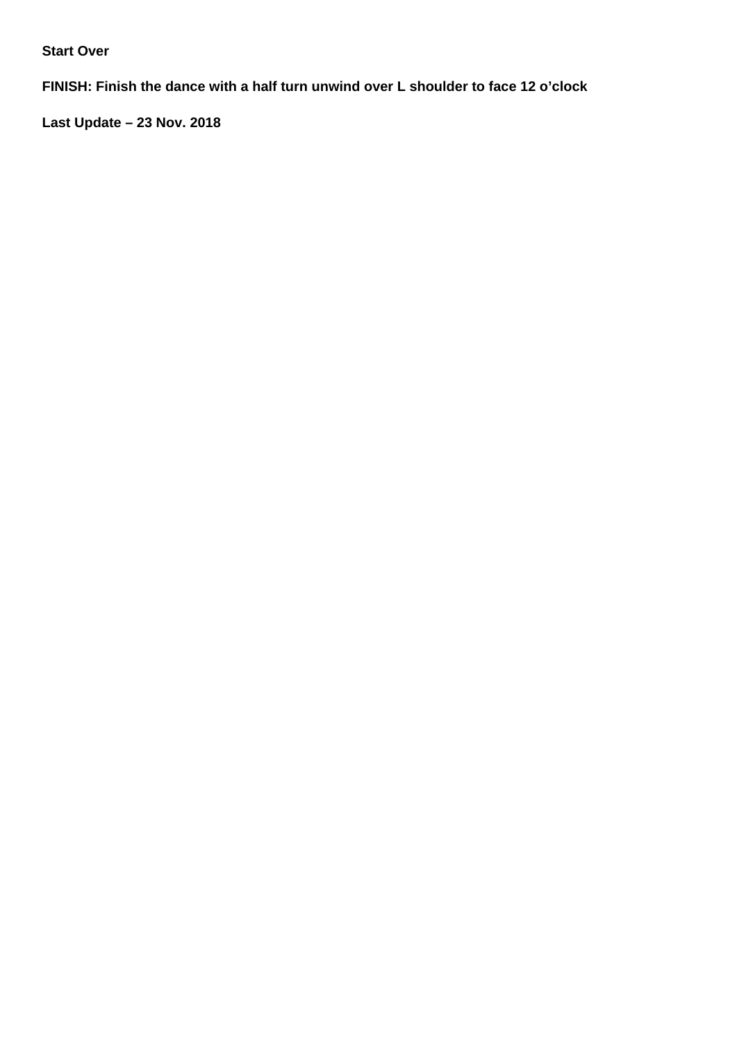**Start Over**

**FINISH: Finish the dance with a half turn unwind over L shoulder to face 12 o’clock**

**Last Update – 23 Nov. 2018**